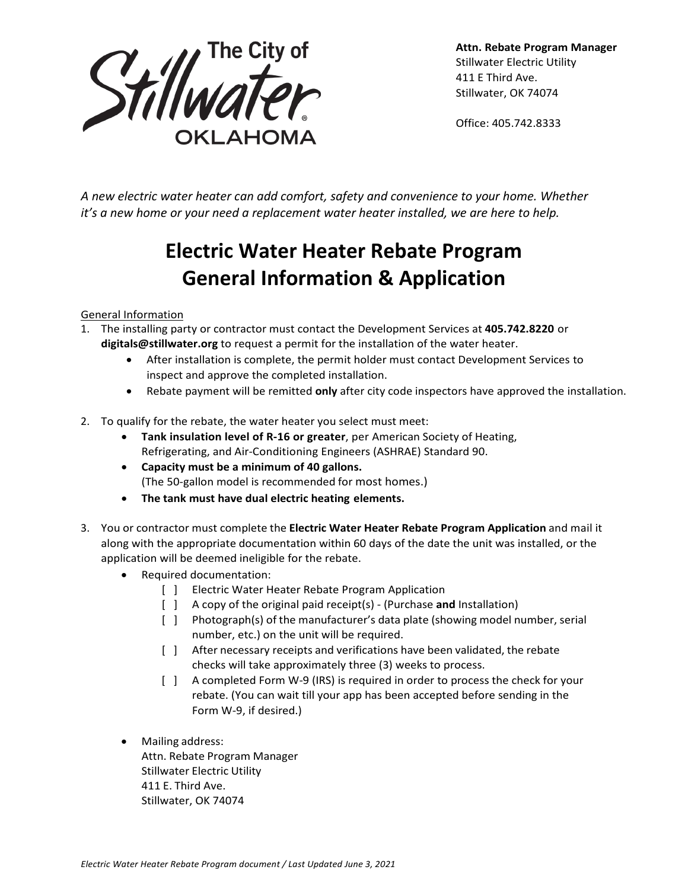The City of Stillwater OKLAHOMA

**Attn. Rebate Program Manager**
Stillwater Electric Utility
411 E Third Ave.
Stillwater, OK 74074

Office: 405.742.8333

*A new electric water heater can add comfort, safety and convenience to your home. Whether it's a new home or your need a replacement water heater installed, we are here to help.*

# Electric Water Heater Rebate Program General Information & Application

General Information

1. The installing party or contractor must contact the Development Services at **405.742.8220** or **digitals@stillwater.org** to request a permit for the installation of the water heater.
    - After installation is complete, the permit holder must contact Development Services to inspect and approve the completed installation.
    - Rebate payment will be remitted **only** after city code inspectors have approved the installation.

2. To qualify for the rebate, the water heater you select must meet:
    - **Tank insulation level of R-16 or greater**, per American Society of Heating, Refrigerating, and Air-Conditioning Engineers (ASHRAE) Standard 90.
    - **Capacity must be a minimum of 40 gallons.** (The 50-gallon model is recommended for most homes.)
    - **The tank must have dual electric heating elements.**

3. You or contractor must complete the **Electric Water Heater Rebate Program Application** and mail it along with the appropriate documentation within 60 days of the date the unit was installed, or the application will be deemed ineligible for the rebate.
    - Required documentation:
        - [ ] Electric Water Heater Rebate Program Application
        - [ ] A copy of the original paid receipt(s) - (Purchase **and** Installation)
        - [ ] Photograph(s) of the manufacturer's data plate (showing model number, serial number, etc.) on the unit will be required.
        - [ ] After necessary receipts and verifications have been validated, the rebate checks will take approximately three (3) weeks to process.
        - [ ] A completed Form W-9 (IRS) is required in order to process the check for your rebate. (You can wait till your app has been accepted before sending in the Form W-9, if desired.)
    - Mailing address:
      Attn. Rebate Program Manager
      Stillwater Electric Utility
      411 E. Third Ave.
      Stillwater, OK 74074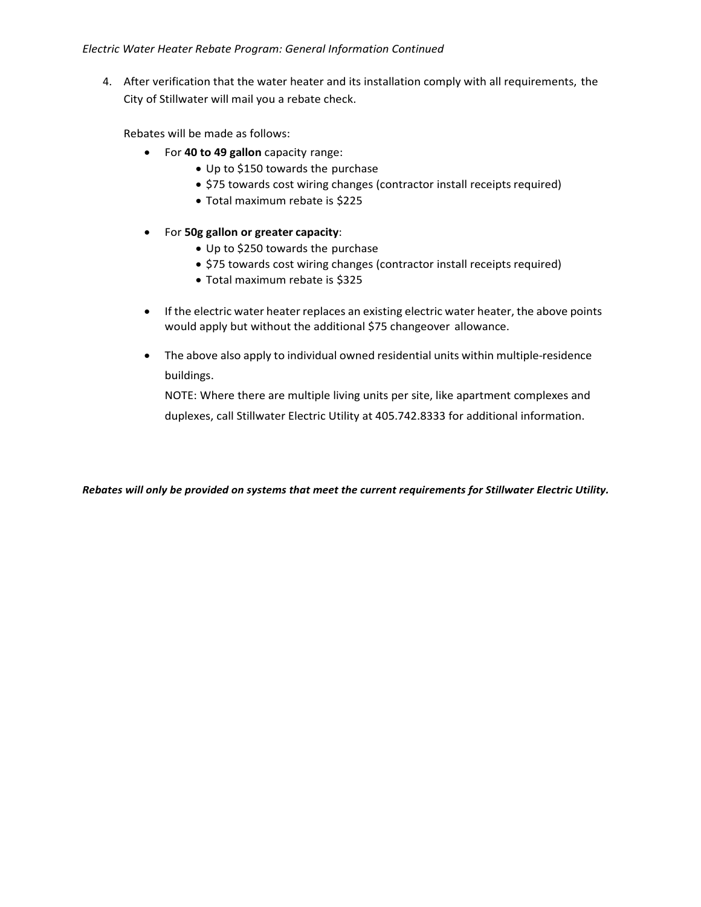*Electric Water Heater Rebate Program: General Information Continued*

4. After verification that the water heater and its installation comply with all requirements, the City of Stillwater will mail you a rebate check.

   Rebates will be made as follows:

   - For **40 to 49 gallon** capacity range:
     - Up to $150 towards the purchase
     - $75 towards cost wiring changes (contractor install receipts required)
     - Total maximum rebate is $225

   - For **50g gallon or greater capacity**:
     - Up to $250 towards the purchase
     - $75 towards cost wiring changes (contractor install receipts required)
     - Total maximum rebate is $325

   - If the electric water heater replaces an existing electric water heater, the above points would apply but without the additional $75 changeover allowance.

   - The above also apply to individual owned residential units within multiple-residence buildings.

     NOTE: Where there are multiple living units per site, like apartment complexes and duplexes, call Stillwater Electric Utility at 405.742.8333 for additional information.

***Rebates will only be provided on systems that meet the current requirements for Stillwater Electric Utility.***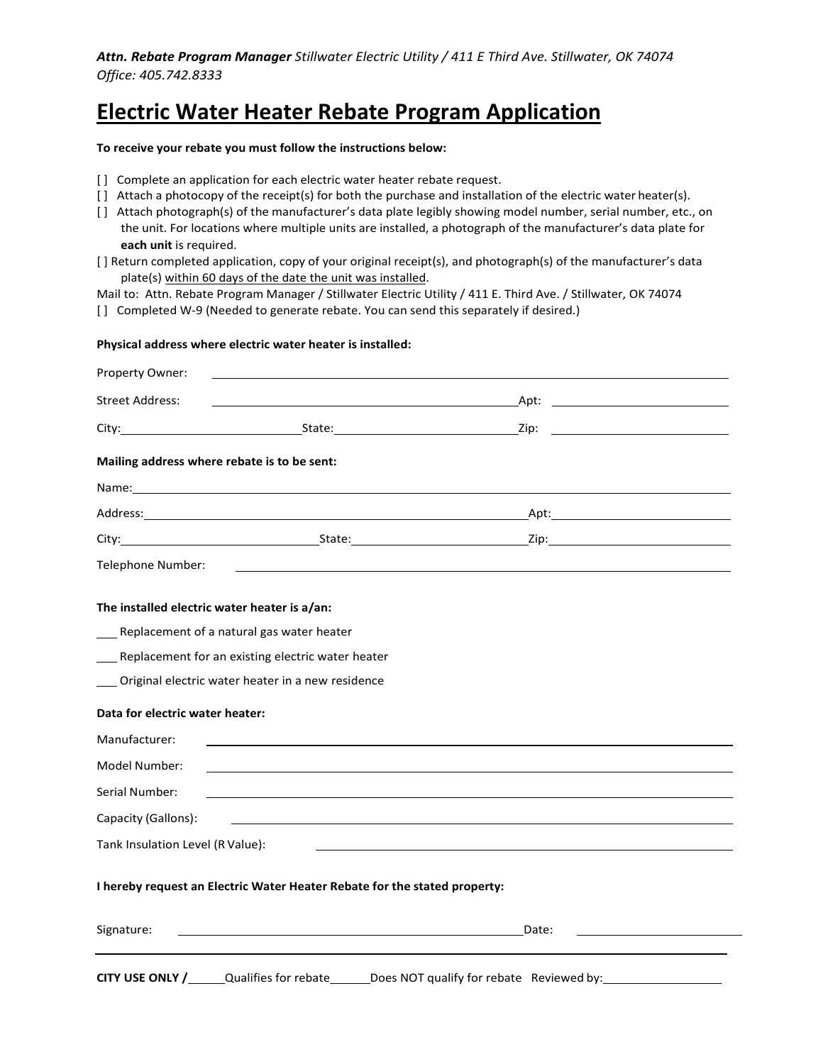***Attn. Rebate Program Manager*** *Stillwater Electric Utility / 411 E Third Ave. Stillwater, OK 74074*
*Office: 405.742.8333*

# Electric Water Heater Rebate Program Application

**To receive your rebate you must follow the instructions below:**

[ ] Complete an application for each electric water heater rebate request.
[ ] Attach a photocopy of the receipt(s) for both the purchase and installation of the electric water heater(s).
[ ] Attach photograph(s) of the manufacturer's data plate legibly showing model number, serial number, etc., on the unit. For locations where multiple units are installed, a photograph of the manufacturer's data plate for **each unit** is required.
[ ] Return completed application, copy of your original receipt(s), and photograph(s) of the manufacturer's data plate(s) <u>within 60 days of the date the unit was installed</u>.
Mail to: Attn. Rebate Program Manager / Stillwater Electric Utility / 411 E. Third Ave. / Stillwater, OK 74074
[ ] Completed W-9 (Needed to generate rebate. You can send this separately if desired.)

**Physical address where electric water heater is installed:**

Property Owner: ______________________________

Street Address: ______________________________ Apt: ______________

City: ______________ State: ______________ Zip: ______________

**Mailing address where rebate is to be sent:**

Name: ______________________________

Address: ______________________________ Apt: ______________

City: ______________ State: ______________ Zip: ______________

Telephone Number: ______________________________

**The installed electric water heater is a/an:**

___ Replacement of a natural gas water heater

___ Replacement for an existing electric water heater

___ Original electric water heater in a new residence

**Data for electric water heater:**

Manufacturer: ______________________________

Model Number: ______________________________

Serial Number: ______________________________

Capacity (Gallons): ______________________________

Tank Insulation Level (R Value): ______________________________

**I hereby request an Electric Water Heater Rebate for the stated property:**

Signature: ______________________________ Date: ______________

**CITY USE ONLY /** _____ Qualifies for rebate _____ Does NOT qualify for rebate Reviewed by: ______________